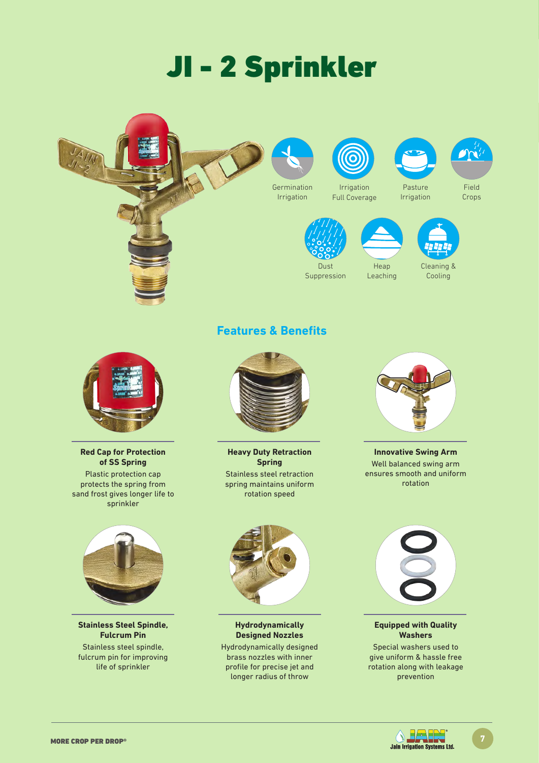# JI - 2 Sprinkler

Germination Irrigation

Irrigation Full Coverage

Pasture Irrigation

Field Crops

Dust Suppression

Heap Leaching

Cleaning & Cooling

## Features & Benefits

**Red Cap for Protection of SS Spring**

Plastic protection cap protects the spring from sand frost gives longer life to sprinkler

**Heavy Duty Retraction Spring**

Stainless steel retraction spring maintains uniform rotation speed

**Innovative Swing Arm**

Well balanced swing arm ensures smooth and uniform rotation

**Stainless Steel Spindle, Fulcrum Pin**

Stainless steel spindle, fulcrum pin for improving life of sprinkler

**Hydrodynamically Designed Nozzles**

Hydrodynamically designed brass nozzles with inner profile for precise jet and longer radius of throw

**Equipped with Quality Washers**

Special washers used to give uniform & hassle free rotation along with leakage prevention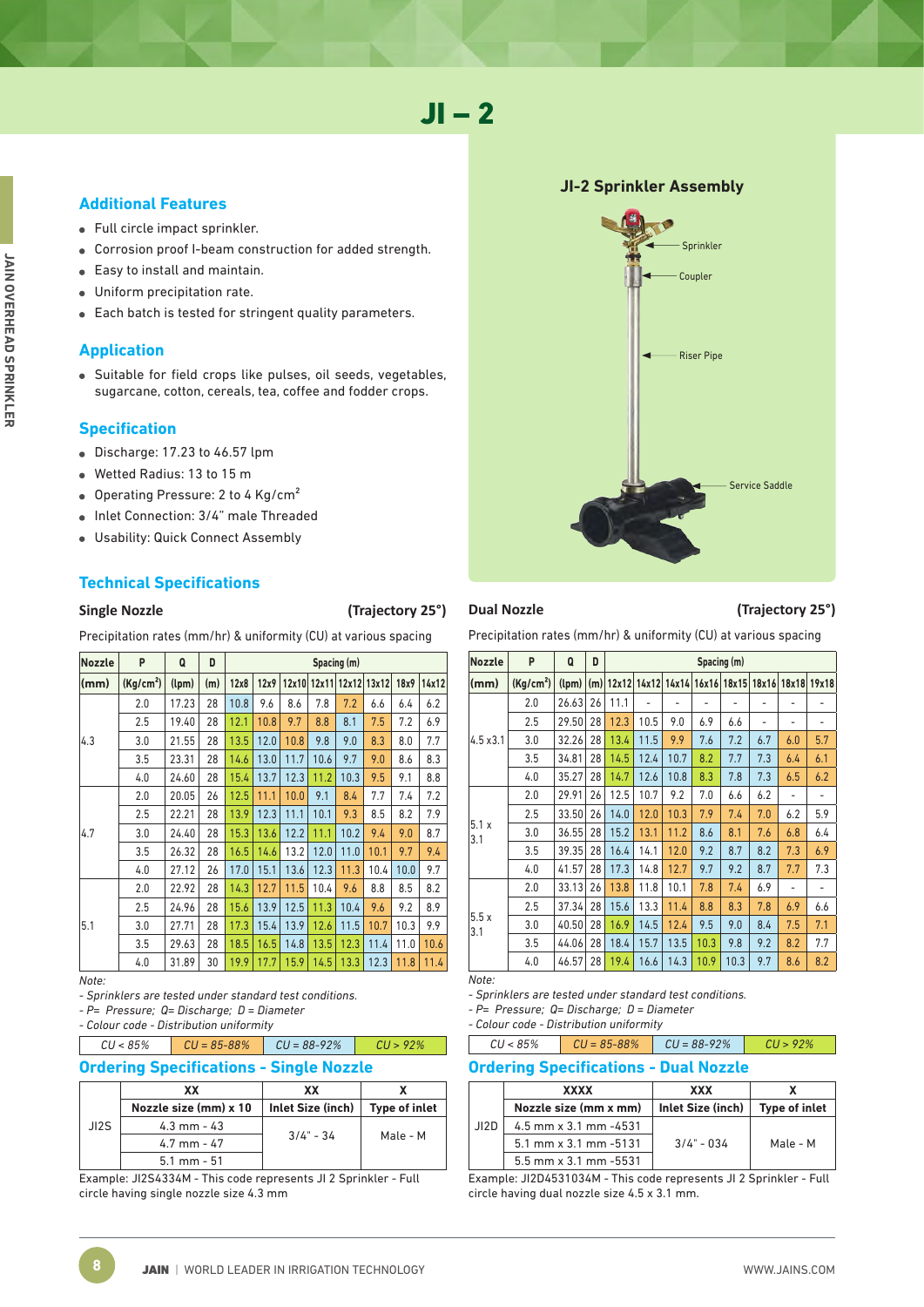# JI – 2

## Additional Features

- Full circle impact sprinkler.
- Corrosion proof I-beam construction for added strength.
- Easy to install and maintain.
- Uniform precipitation rate.
- Each batch is tested for stringent quality parameters.

## Application

- Suitable for field crops like pulses, oil seeds, vegetables, sugarcane, cotton, cereals, tea, coffee and fodder crops.

## Specification

- Discharge: 17.23 to 46.57 lpm
- Wetted Radius: 13 to 15 m
- Operating Pressure: 2 to 4 Kg/cm$^2$
- Inlet Connection: 3/4" male Threaded
- Usability: Quick Connect Assembly

### JI-2 Sprinkler Assembly

Sprinkler

Coupler

Riser Pipe

Service Saddle

## Technical Specifications

### Single Nozzle (Trajectory 25°)

Precipitation rates (mm/hr) & uniformity (CU) at various spacing

| Nozzle | P | Q | D | Spacing (m) | | | | | | | |
|---|---|---|---|---|---|---|---|---|---|---|---|
| (mm) | (Kg/cm$^2$) | (lpm) | (m) | 12x8 | 12x9 | 12x10 | 12x11 | 12x12 | 13x12 | 18x9 | 14x12 |
| 4.3 | 2.0 | 17.23 | 28 | 10.8 | 9.6 | 8.6 | 7.8 | 7.2 | 6.6 | 6.4 | 6.2 |
| | 2.5 | 19.40 | 28 | 12.1 | 10.8 | 9.7 | 8.8 | 8.1 | 7.5 | 7.2 | 6.9 |
| | 3.0 | 21.55 | 28 | 13.5 | 12.0 | 10.8 | 9.8 | 9.0 | 8.3 | 8.0 | 7.7 |
| | 3.5 | 23.31 | 28 | 14.6 | 13.0 | 11.7 | 10.6 | 9.7 | 9.0 | 8.6 | 8.3 |
| | 4.0 | 24.60 | 28 | 15.4 | 13.7 | 12.3 | 11.2 | 10.3 | 9.5 | 9.1 | 8.8 |
| 4.7 | 2.0 | 20.05 | 26 | 12.5 | 11.1 | 10.0 | 9.1 | 8.4 | 7.7 | 7.4 | 7.2 |
| | 2.5 | 22.21 | 28 | 13.9 | 12.3 | 11.1 | 10.1 | 9.3 | 8.5 | 8.2 | 7.9 |
| | 3.0 | 24.40 | 28 | 15.3 | 13.6 | 12.2 | 11.1 | 10.2 | 9.4 | 9.0 | 8.7 |
| | 3.5 | 26.32 | 28 | 16.5 | 14.6 | 13.2 | 12.0 | 11.0 | 10.1 | 9.7 | 9.4 |
| | 4.0 | 27.12 | 26 | 17.0 | 15.1 | 13.6 | 12.3 | 11.3 | 10.4 | 10.0 | 9.7 |
| 5.1 | 2.0 | 22.92 | 28 | 14.3 | 12.7 | 11.5 | 10.4 | 9.6 | 8.8 | 8.5 | 8.2 |
| | 2.5 | 24.96 | 28 | 15.6 | 13.9 | 12.5 | 11.3 | 10.4 | 9.6 | 9.2 | 8.9 |
| | 3.0 | 27.71 | 28 | 17.3 | 15.4 | 13.9 | 12.6 | 11.5 | 10.7 | 10.3 | 9.9 |
| | 3.5 | 29.63 | 28 | 18.5 | 16.5 | 14.8 | 13.5 | 12.3 | 11.4 | 11.0 | 10.6 |
| | 4.0 | 31.89 | 30 | 19.9 | 17.7 | 15.9 | 14.5 | 13.3 | 12.3 | 11.8 | 11.4 |

*Note:*
*- Sprinklers are tested under standard test conditions.*
*- P= Pressure; Q= Discharge; D = Diameter*
*- Colour code - Distribution uniformity*

| CU < 85% | CU = 85-88% | CU = 88-92% | CU > 92% |
|---|---|---|---|

### Dual Nozzle (Trajectory 25°)

Precipitation rates (mm/hr) & uniformity (CU) at various spacing

| Nozzle | P | Q | D | Spacing (m) | | | | | | | |
|---|---|---|---|---|---|---|---|---|---|---|---|
| (mm) | (Kg/cm$^2$) | (lpm) | (m) | 12x12 | 14x12 | 14x14 | 16x16 | 18x15 | 18x16 | 18x18 | 19x18 |
| 4.5 x3.1 | 2.0 | 26.63 | 26 | 11.1 | - | - | - | - | - | - | - |
| | 2.5 | 29.50 | 28 | 12.3 | 10.5 | 9.0 | 6.9 | 6.6 | - | - | - |
| | 3.0 | 32.26 | 28 | 13.4 | 11.5 | 9.9 | 7.6 | 7.2 | 6.7 | 6.0 | 5.7 |
| | 3.5 | 34.81 | 28 | 14.5 | 12.4 | 10.7 | 8.2 | 7.7 | 7.3 | 6.4 | 6.1 |
| | 4.0 | 35.27 | 28 | 14.7 | 12.6 | 10.8 | 8.3 | 7.8 | 7.3 | 6.5 | 6.2 |
| 5.1 x 3.1 | 2.0 | 29.91 | 26 | 12.5 | 10.7 | 9.2 | 7.0 | 6.6 | 6.2 | - | - |
| | 2.5 | 33.50 | 26 | 14.0 | 12.0 | 10.3 | 7.9 | 7.4 | 7.0 | 6.2 | 5.9 |
| | 3.0 | 36.55 | 28 | 15.2 | 13.1 | 11.2 | 8.6 | 8.1 | 7.6 | 6.8 | 6.4 |
| | 3.5 | 39.35 | 28 | 16.4 | 14.1 | 12.0 | 9.2 | 8.7 | 8.2 | 7.3 | 6.9 |
| | 4.0 | 41.57 | 28 | 17.3 | 14.8 | 12.7 | 9.7 | 9.2 | 8.7 | 7.7 | 7.3 |
| 5.5 x 3.1 | 2.0 | 33.13 | 26 | 13.8 | 11.8 | 10.1 | 7.8 | 7.4 | 6.9 | - | - |
| | 2.5 | 37.34 | 28 | 15.6 | 13.3 | 11.4 | 8.8 | 8.3 | 7.8 | 6.9 | 6.6 |
| | 3.0 | 40.50 | 28 | 16.9 | 14.5 | 12.4 | 9.5 | 9.0 | 8.4 | 7.5 | 7.1 |
| | 3.5 | 44.06 | 28 | 18.4 | 15.7 | 13.5 | 10.3 | 9.8 | 9.2 | 8.2 | 7.7 |
| | 4.0 | 46.57 | 28 | 19.4 | 16.6 | 14.3 | 10.9 | 10.3 | 9.7 | 8.6 | 8.2 |

*Note:*
*- Sprinklers are tested under standard test conditions.*
*- P= Pressure; Q= Discharge; D = Diameter*
*- Colour code - Distribution uniformity*

| CU < 85% | CU = 85-88% | CU = 88-92% | CU > 92% |
|---|---|---|---|

## Ordering Specifications - Single Nozzle

| | XX | XX | X |
|---|---|---|---|
| | Nozzle size (mm) x 10 | Inlet Size (inch) | Type of inlet |
| JI2S | 4.3 mm - 43 | 3/4" - 34 | Male - M |
| | 4.7 mm - 47 | | |
| | 5.1 mm - 51 | | |

Example: JI2S4334M - This code represents JI 2 Sprinkler - Full circle having single nozzle size 4.3 mm

## Ordering Specifications - Dual Nozzle

| | XXXX | XXX | X |
|---|---|---|---|
| | Nozzle size (mm x mm) | Inlet Size (inch) | Type of inlet |
| JI2D | 4.5 mm x 3.1 mm -4531 | 3/4" - 034 | Male - M |
| | 5.1 mm x 3.1 mm -5131 | | |
| | 5.5 mm x 3.1 mm -5531 | | |

Example: JI2D4531034M - This code represents JI 2 Sprinkler - Full circle having dual nozzle size 4.5 x 3.1 mm.